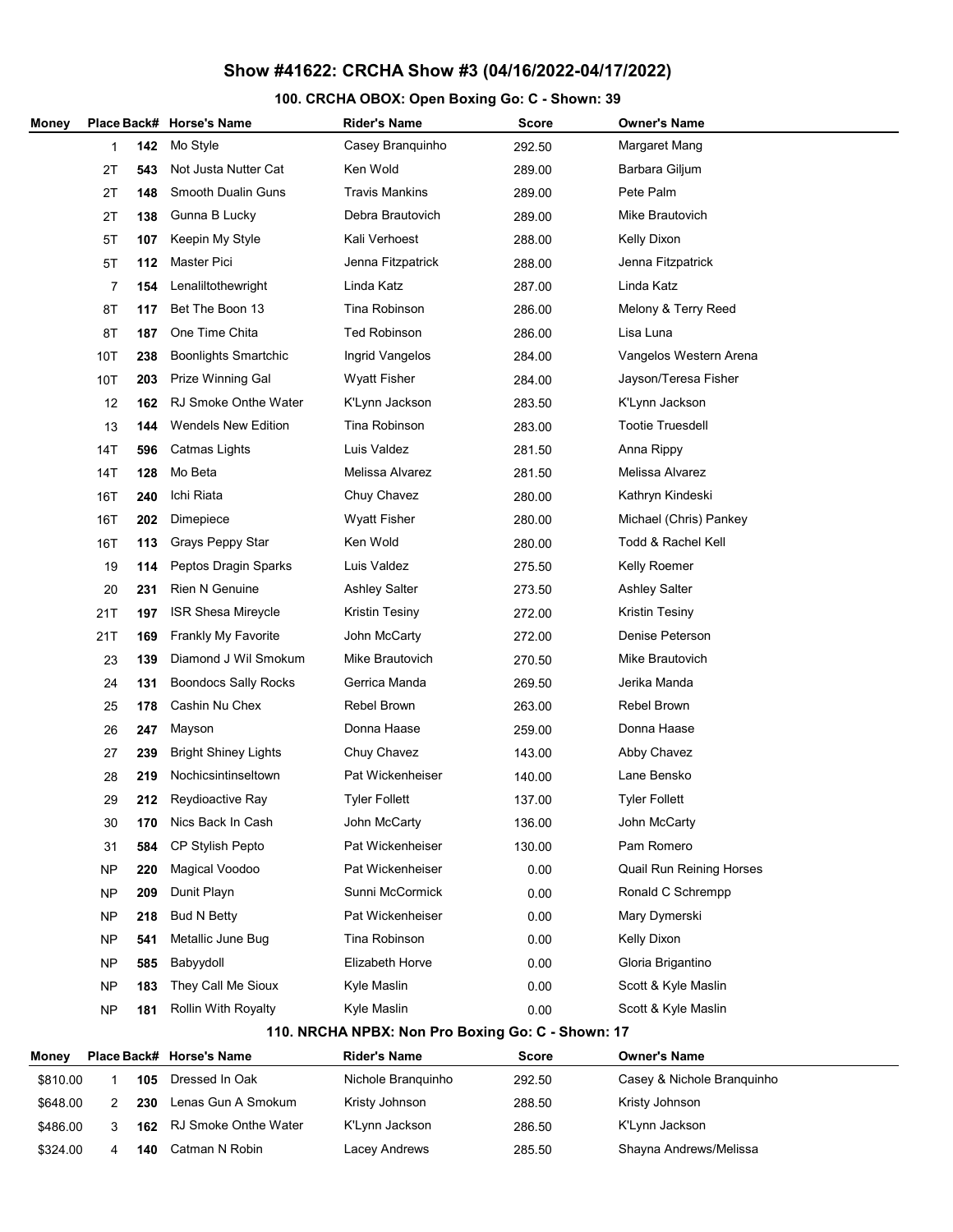# Show #41622: CRCHA Show #3 (04/16/2022-04/17/2022)

## 100. CRCHA OBOX: Open Boxing Go: C - Shown: 39

| Money | Place | Back# | Horse's Name | Rider's Name | Score | Owner's Name |
|---|---|---|---|---|---|---|
| | 1 | 142 | Mo Style | Casey Branquinho | 292.50 | Margaret Mang |
| | 2T | 543 | Not Justa Nutter Cat | Ken Wold | 289.00 | Barbara Giljum |
| | 2T | 148 | Smooth Dualin Guns | Travis Mankins | 289.00 | Pete Palm |
| | 2T | 138 | Gunna B Lucky | Debra Brautovich | 289.00 | Mike Brautovich |
| | 5T | 107 | Keepin My Style | Kali Verhoest | 288.00 | Kelly Dixon |
| | 5T | 112 | Master Pici | Jenna Fitzpatrick | 288.00 | Jenna Fitzpatrick |
| | 7 | 154 | Lenaliltothewright | Linda Katz | 287.00 | Linda Katz |
| | 8T | 117 | Bet The Boon 13 | Tina Robinson | 286.00 | Melony & Terry Reed |
| | 8T | 187 | One Time Chita | Ted Robinson | 286.00 | Lisa Luna |
| | 10T | 238 | Boonlights Smartchic | Ingrid Vangelos | 284.00 | Vangelos Western Arena |
| | 10T | 203 | Prize Winning Gal | Wyatt Fisher | 284.00 | Jayson/Teresa Fisher |
| | 12 | 162 | RJ Smoke Onthe Water | K'Lynn Jackson | 283.50 | K'Lynn Jackson |
| | 13 | 144 | Wendels New Edition | Tina Robinson | 283.00 | Tootie Truesdell |
| | 14T | 596 | Catmas Lights | Luis Valdez | 281.50 | Anna Rippy |
| | 14T | 128 | Mo Beta | Melissa Alvarez | 281.50 | Melissa Alvarez |
| | 16T | 240 | Ichi Riata | Chuy Chavez | 280.00 | Kathryn Kindeski |
| | 16T | 202 | Dimepiece | Wyatt Fisher | 280.00 | Michael (Chris) Pankey |
| | 16T | 113 | Grays Peppy Star | Ken Wold | 280.00 | Todd & Rachel Kell |
| | 19 | 114 | Peptos Dragin Sparks | Luis Valdez | 275.50 | Kelly Roemer |
| | 20 | 231 | Rien N Genuine | Ashley Salter | 273.50 | Ashley Salter |
| | 21T | 197 | ISR Shesa Mireycle | Kristin Tesiny | 272.00 | Kristin Tesiny |
| | 21T | 169 | Frankly My Favorite | John McCarty | 272.00 | Denise Peterson |
| | 23 | 139 | Diamond J Wil Smokum | Mike Brautovich | 270.50 | Mike Brautovich |
| | 24 | 131 | Boondocs Sally Rocks | Gerrica Manda | 269.50 | Jerika Manda |
| | 25 | 178 | Cashin Nu Chex | Rebel Brown | 263.00 | Rebel Brown |
| | 26 | 247 | Mayson | Donna Haase | 259.00 | Donna Haase |
| | 27 | 239 | Bright Shiney Lights | Chuy Chavez | 143.00 | Abby Chavez |
| | 28 | 219 | Nochicsintinseltown | Pat Wickenheiser | 140.00 | Lane Bensko |
| | 29 | 212 | Reydioactive Ray | Tyler Follett | 137.00 | Tyler Follett |
| | 30 | 170 | Nics Back In Cash | John McCarty | 136.00 | John McCarty |
| | 31 | 584 | CP Stylish Pepto | Pat Wickenheiser | 130.00 | Pam Romero |
| | NP | 220 | Magical Voodoo | Pat Wickenheiser | 0.00 | Quail Run Reining Horses |
| | NP | 209 | Dunit Playn | Sunni McCormick | 0.00 | Ronald C Schrempp |
| | NP | 218 | Bud N Betty | Pat Wickenheiser | 0.00 | Mary Dymerski |
| | NP | 541 | Metallic June Bug | Tina Robinson | 0.00 | Kelly Dixon |
| | NP | 585 | Babyydoll | Elizabeth Horve | 0.00 | Gloria Brigantino |
| | NP | 183 | They Call Me Sioux | Kyle Maslin | 0.00 | Scott & Kyle Maslin |
| | NP | 181 | Rollin With Royalty | Kyle Maslin | 0.00 | Scott & Kyle Maslin |

## 110. NRCHA NPBX: Non Pro Boxing Go: C - Shown: 17

| Money | Place | Back# | Horse's Name | Rider's Name | Score | Owner's Name |
|---|---|---|---|---|---|---|
| $810.00 | 1 | 105 | Dressed In Oak | Nichole Branquinho | 292.50 | Casey & Nichole Branquinho |
| $648.00 | 2 | 230 | Lenas Gun A Smokum | Kristy Johnson | 288.50 | Kristy Johnson |
| $486.00 | 3 | 162 | RJ Smoke Onthe Water | K'Lynn Jackson | 286.50 | K'Lynn Jackson |
| $324.00 | 4 | 140 | Catman N Robin | Lacey Andrews | 285.50 | Shayna Andrews/Melissa |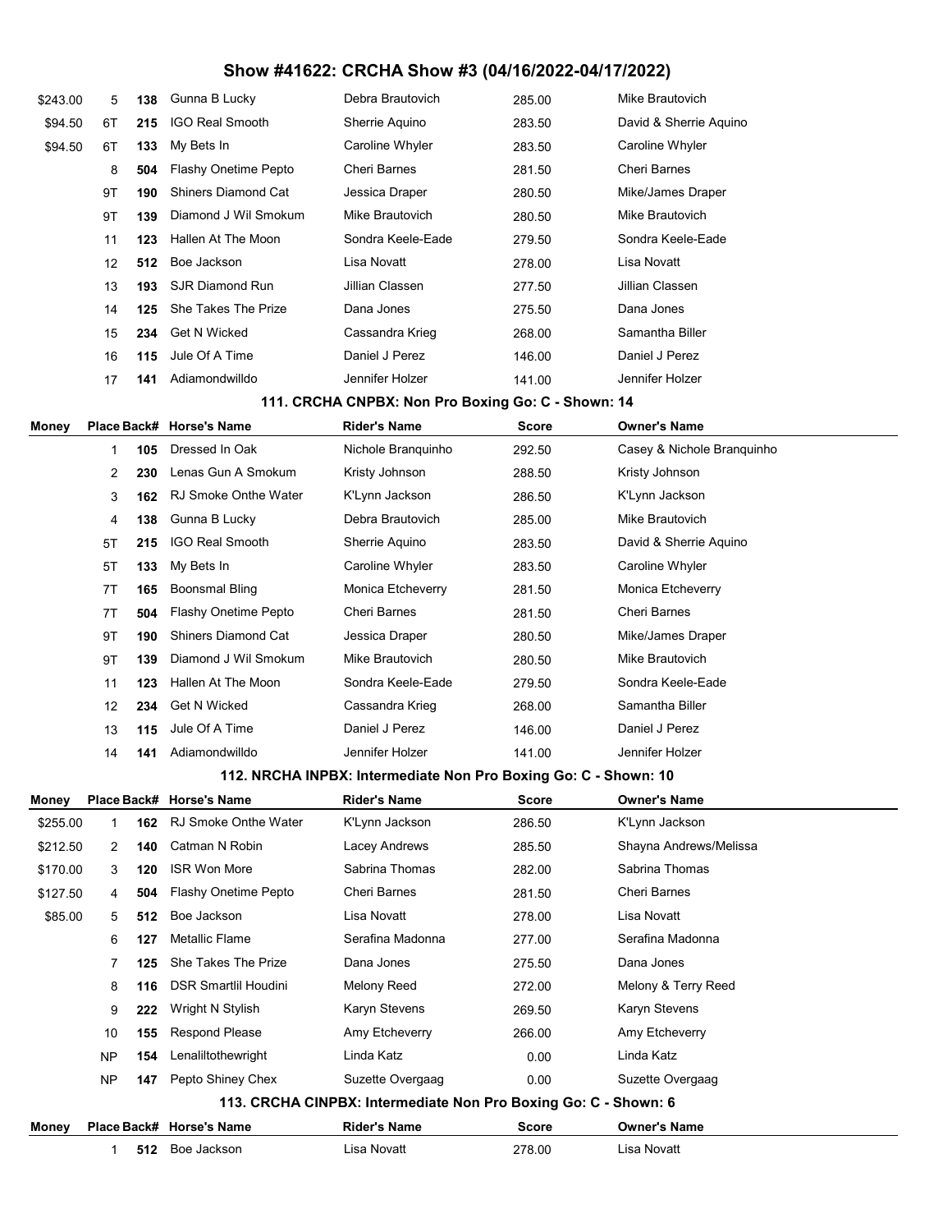Show #41622: CRCHA Show #3 (04/16/2022-04/17/2022)

| Money | Place | Back# | Horse's Name | Rider's Name | Score | Owner's Name |
|---|---|---|---|---|---|---|
| $243.00 | 5 | 138 | Gunna B Lucky | Debra Brautovich | 285.00 | Mike Brautovich |
| $94.50 | 6T | 215 | IGO Real Smooth | Sherrie Aquino | 283.50 | David & Sherrie Aquino |
| $94.50 | 6T | 133 | My Bets In | Caroline Whyler | 283.50 | Caroline Whyler |
| | 8 | 504 | Flashy Onetime Pepto | Cheri Barnes | 281.50 | Cheri Barnes |
| | 9T | 190 | Shiners Diamond Cat | Jessica Draper | 280.50 | Mike/James Draper |
| | 9T | 139 | Diamond J Wil Smokum | Mike Brautovich | 280.50 | Mike Brautovich |
| | 11 | 123 | Hallen At The Moon | Sondra Keele-Eade | 279.50 | Sondra Keele-Eade |
| | 12 | 512 | Boe Jackson | Lisa Novatt | 278.00 | Lisa Novatt |
| | 13 | 193 | SJR Diamond Run | Jillian Classen | 277.50 | Jillian Classen |
| | 14 | 125 | She Takes The Prize | Dana Jones | 275.50 | Dana Jones |
| | 15 | 234 | Get N Wicked | Cassandra Krieg | 268.00 | Samantha Biller |
| | 16 | 115 | Jule Of A Time | Daniel J Perez | 146.00 | Daniel J Perez |
| | 17 | 141 | Adiamondwilldo | Jennifer Holzer | 141.00 | Jennifer Holzer |

## 111. CRCHA CNPBX: Non Pro Boxing Go: C - Shown: 14

| Money | Place | Back# | Horse's Name | Rider's Name | Score | Owner's Name |
|---|---|---|---|---|---|---|
| | 1 | 105 | Dressed In Oak | Nichole Branquinho | 292.50 | Casey & Nichole Branquinho |
| | 2 | 230 | Lenas Gun A Smokum | Kristy Johnson | 288.50 | Kristy Johnson |
| | 3 | 162 | RJ Smoke Onthe Water | K'Lynn Jackson | 286.50 | K'Lynn Jackson |
| | 4 | 138 | Gunna B Lucky | Debra Brautovich | 285.00 | Mike Brautovich |
| | 5T | 215 | IGO Real Smooth | Sherrie Aquino | 283.50 | David & Sherrie Aquino |
| | 5T | 133 | My Bets In | Caroline Whyler | 283.50 | Caroline Whyler |
| | 7T | 165 | Boonsmal Bling | Monica Etcheverry | 281.50 | Monica Etcheverry |
| | 7T | 504 | Flashy Onetime Pepto | Cheri Barnes | 281.50 | Cheri Barnes |
| | 9T | 190 | Shiners Diamond Cat | Jessica Draper | 280.50 | Mike/James Draper |
| | 9T | 139 | Diamond J Wil Smokum | Mike Brautovich | 280.50 | Mike Brautovich |
| | 11 | 123 | Hallen At The Moon | Sondra Keele-Eade | 279.50 | Sondra Keele-Eade |
| | 12 | 234 | Get N Wicked | Cassandra Krieg | 268.00 | Samantha Biller |
| | 13 | 115 | Jule Of A Time | Daniel J Perez | 146.00 | Daniel J Perez |
| | 14 | 141 | Adiamondwilldo | Jennifer Holzer | 141.00 | Jennifer Holzer |

## 112. NRCHA INPBX: Intermediate Non Pro Boxing Go: C - Shown: 10

| Money | Place | Back# | Horse's Name | Rider's Name | Score | Owner's Name |
|---|---|---|---|---|---|---|
| $255.00 | 1 | 162 | RJ Smoke Onthe Water | K'Lynn Jackson | 286.50 | K'Lynn Jackson |
| $212.50 | 2 | 140 | Catman N Robin | Lacey Andrews | 285.50 | Shayna Andrews/Melissa |
| $170.00 | 3 | 120 | ISR Won More | Sabrina Thomas | 282.00 | Sabrina Thomas |
| $127.50 | 4 | 504 | Flashy Onetime Pepto | Cheri Barnes | 281.50 | Cheri Barnes |
| $85.00 | 5 | 512 | Boe Jackson | Lisa Novatt | 278.00 | Lisa Novatt |
| | 6 | 127 | Metallic Flame | Serafina Madonna | 277.00 | Serafina Madonna |
| | 7 | 125 | She Takes The Prize | Dana Jones | 275.50 | Dana Jones |
| | 8 | 116 | DSR Smartlil Houdini | Melony Reed | 272.00 | Melony & Terry Reed |
| | 9 | 222 | Wright N Stylish | Karyn Stevens | 269.50 | Karyn Stevens |
| | 10 | 155 | Respond Please | Amy Etcheverry | 266.00 | Amy Etcheverry |
| | NP | 154 | Lenaliltothewright | Linda Katz | 0.00 | Linda Katz |
| | NP | 147 | Pepto Shiney Chex | Suzette Overgaag | 0.00 | Suzette Overgaag |

## 113. CRCHA CINPBX: Intermediate Non Pro Boxing Go: C - Shown: 6

| Money | Place | Back# | Horse's Name | Rider's Name | Score | Owner's Name |
|---|---|---|---|---|---|---|
| | 1 | 512 | Boe Jackson | Lisa Novatt | 278.00 | Lisa Novatt |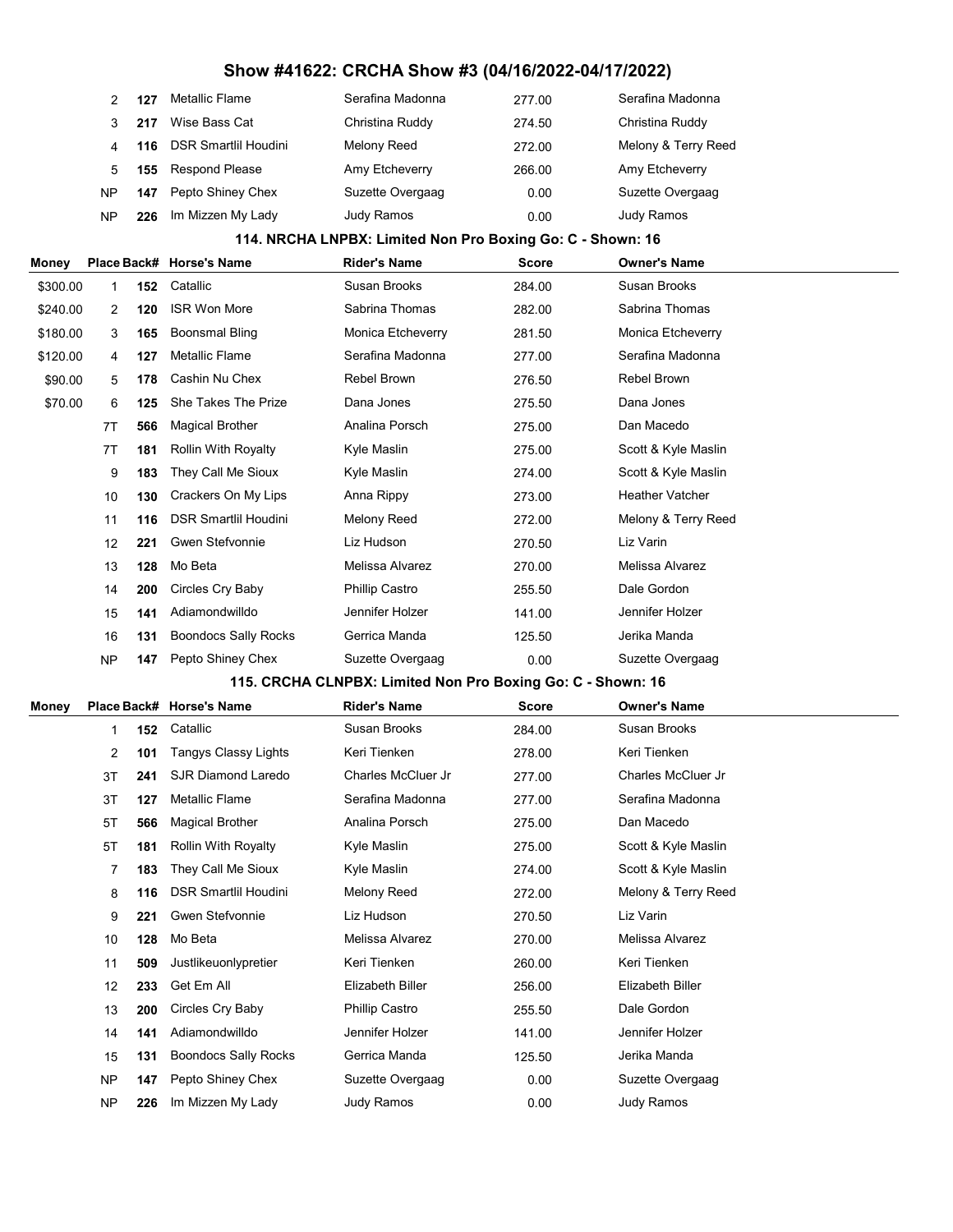# Show #41622: CRCHA Show #3 (04/16/2022-04/17/2022)

| Money | Place | Back# | Horse's Name | Rider's Name | Score | Owner's Name |
|---|---|---|---|---|---|---|
| | 2 | 127 | Metallic Flame | Serafina Madonna | 277.00 | Serafina Madonna |
| | 3 | 217 | Wise Bass Cat | Christina Ruddy | 274.50 | Christina Ruddy |
| | 4 | 116 | DSR Smartlil Houdini | Melony Reed | 272.00 | Melony & Terry Reed |
| | 5 | 155 | Respond Please | Amy Etcheverry | 266.00 | Amy Etcheverry |
| | NP | 147 | Pepto Shiney Chex | Suzette Overgaag | 0.00 | Suzette Overgaag |
| | NP | 226 | Im Mizzen My Lady | Judy Ramos | 0.00 | Judy Ramos |

### 114. NRCHA LNPBX: Limited Non Pro Boxing Go: C - Shown: 16

| Money | Place | Back# | Horse's Name | Rider's Name | Score | Owner's Name |
|---|---|---|---|---|---|---|
| $300.00 | 1 | 152 | Catallic | Susan Brooks | 284.00 | Susan Brooks |
| $240.00 | 2 | 120 | ISR Won More | Sabrina Thomas | 282.00 | Sabrina Thomas |
| $180.00 | 3 | 165 | Boonsmal Bling | Monica Etcheverry | 281.50 | Monica Etcheverry |
| $120.00 | 4 | 127 | Metallic Flame | Serafina Madonna | 277.00 | Serafina Madonna |
| $90.00 | 5 | 178 | Cashin Nu Chex | Rebel Brown | 276.50 | Rebel Brown |
| $70.00 | 6 | 125 | She Takes The Prize | Dana Jones | 275.50 | Dana Jones |
| | 7T | 566 | Magical Brother | Analina Porsch | 275.00 | Dan Macedo |
| | 7T | 181 | Rollin With Royalty | Kyle Maslin | 275.00 | Scott & Kyle Maslin |
| | 9 | 183 | They Call Me Sioux | Kyle Maslin | 274.00 | Scott & Kyle Maslin |
| | 10 | 130 | Crackers On My Lips | Anna Rippy | 273.00 | Heather Vatcher |
| | 11 | 116 | DSR Smartlil Houdini | Melony Reed | 272.00 | Melony & Terry Reed |
| | 12 | 221 | Gwen Stefvonnie | Liz Hudson | 270.50 | Liz Varin |
| | 13 | 128 | Mo Beta | Melissa Alvarez | 270.00 | Melissa Alvarez |
| | 14 | 200 | Circles Cry Baby | Phillip Castro | 255.50 | Dale Gordon |
| | 15 | 141 | Adiamondwilldo | Jennifer Holzer | 141.00 | Jennifer Holzer |
| | 16 | 131 | Boondocs Sally Rocks | Gerrica Manda | 125.50 | Jerika Manda |
| | NP | 147 | Pepto Shiney Chex | Suzette Overgaag | 0.00 | Suzette Overgaag |

### 115. CRCHA CLNPBX: Limited Non Pro Boxing Go: C - Shown: 16

| Money | Place | Back# | Horse's Name | Rider's Name | Score | Owner's Name |
|---|---|---|---|---|---|---|
| | 1 | 152 | Catallic | Susan Brooks | 284.00 | Susan Brooks |
| | 2 | 101 | Tangys Classy Lights | Keri Tienken | 278.00 | Keri Tienken |
| | 3T | 241 | SJR Diamond Laredo | Charles McCluer Jr | 277.00 | Charles McCluer Jr |
| | 3T | 127 | Metallic Flame | Serafina Madonna | 277.00 | Serafina Madonna |
| | 5T | 566 | Magical Brother | Analina Porsch | 275.00 | Dan Macedo |
| | 5T | 181 | Rollin With Royalty | Kyle Maslin | 275.00 | Scott & Kyle Maslin |
| | 7 | 183 | They Call Me Sioux | Kyle Maslin | 274.00 | Scott & Kyle Maslin |
| | 8 | 116 | DSR Smartlil Houdini | Melony Reed | 272.00 | Melony & Terry Reed |
| | 9 | 221 | Gwen Stefvonnie | Liz Hudson | 270.50 | Liz Varin |
| | 10 | 128 | Mo Beta | Melissa Alvarez | 270.00 | Melissa Alvarez |
| | 11 | 509 | Justlikeuonlypretier | Keri Tienken | 260.00 | Keri Tienken |
| | 12 | 233 | Get Em All | Elizabeth Biller | 256.00 | Elizabeth Biller |
| | 13 | 200 | Circles Cry Baby | Phillip Castro | 255.50 | Dale Gordon |
| | 14 | 141 | Adiamondwilldo | Jennifer Holzer | 141.00 | Jennifer Holzer |
| | 15 | 131 | Boondocs Sally Rocks | Gerrica Manda | 125.50 | Jerika Manda |
| | NP | 147 | Pepto Shiney Chex | Suzette Overgaag | 0.00 | Suzette Overgaag |
| | NP | 226 | Im Mizzen My Lady | Judy Ramos | 0.00 | Judy Ramos |